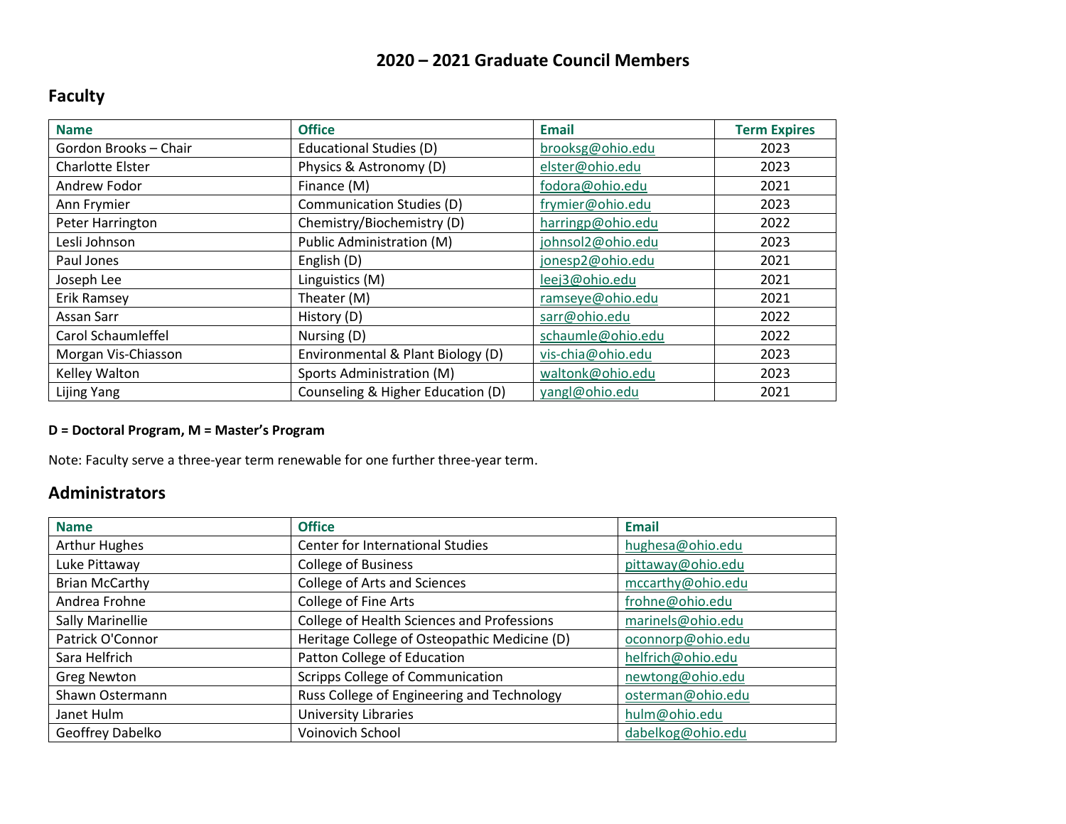# 2020 – 2021 Graduate Council Members

## Faculty

| Name | Office | Email | Term Expires |
|---|---|---|---|
| Gordon Brooks – Chair | Educational Studies (D) | brooksg@ohio.edu | 2023 |
| Charlotte Elster | Physics & Astronomy (D) | elster@ohio.edu | 2023 |
| Andrew Fodor | Finance (M) | fodora@ohio.edu | 2021 |
| Ann Frymier | Communication Studies (D) | frymier@ohio.edu | 2023 |
| Peter Harrington | Chemistry/Biochemistry (D) | harringp@ohio.edu | 2022 |
| Lesli Johnson | Public Administration (M) | johnsol2@ohio.edu | 2023 |
| Paul Jones | English (D) | jonesp2@ohio.edu | 2021 |
| Joseph Lee | Linguistics (M) | leej3@ohio.edu | 2021 |
| Erik Ramsey | Theater (M) | ramseye@ohio.edu | 2021 |
| Assan Sarr | History (D) | sarr@ohio.edu | 2022 |
| Carol Schaumleffel | Nursing (D) | schaumle@ohio.edu | 2022 |
| Morgan Vis-Chiasson | Environmental & Plant Biology (D) | vis-chia@ohio.edu | 2023 |
| Kelley Walton | Sports Administration (M) | waltonk@ohio.edu | 2023 |
| Lijing Yang | Counseling & Higher Education (D) | yangl@ohio.edu | 2021 |

**D = Doctoral Program, M = Master's Program**

Note: Faculty serve a three-year term renewable for one further three-year term.

## Administrators

| Name | Office | Email |
|---|---|---|
| Arthur Hughes | Center for International Studies | hughesa@ohio.edu |
| Luke Pittaway | College of Business | pittaway@ohio.edu |
| Brian McCarthy | College of Arts and Sciences | mccarthy@ohio.edu |
| Andrea Frohne | College of Fine Arts | frohne@ohio.edu |
| Sally Marinellie | College of Health Sciences and Professions | marinels@ohio.edu |
| Patrick O'Connor | Heritage College of Osteopathic Medicine (D) | oconnorp@ohio.edu |
| Sara Helfrich | Patton College of Education | helfrich@ohio.edu |
| Greg Newton | Scripps College of Communication | newtong@ohio.edu |
| Shawn Ostermann | Russ College of Engineering and Technology | osterman@ohio.edu |
| Janet Hulm | University Libraries | hulm@ohio.edu |
| Geoffrey Dabelko | Voinovich School | dabelkog@ohio.edu |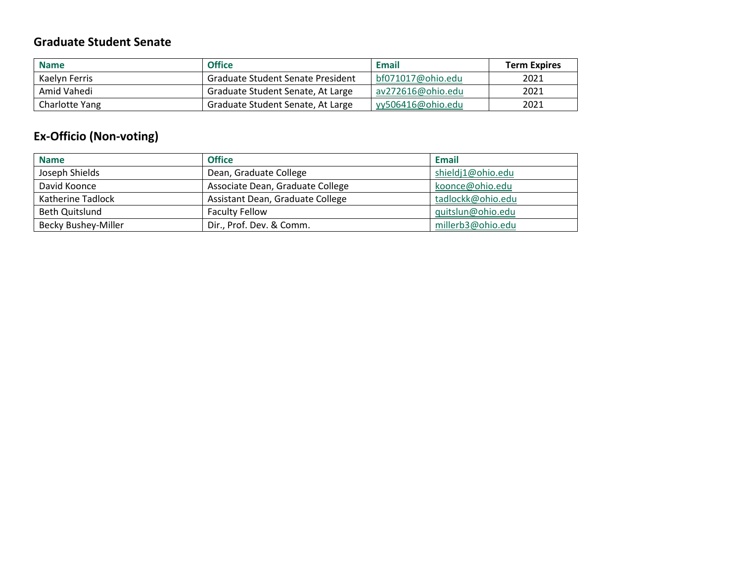## Graduate Student Senate

| Name | Office | Email | Term Expires |
|---|---|---|---|
| Kaelyn Ferris | Graduate Student Senate President | bf071017@ohio.edu | 2021 |
| Amid Vahedi | Graduate Student Senate, At Large | av272616@ohio.edu | 2021 |
| Charlotte Yang | Graduate Student Senate, At Large | yy506416@ohio.edu | 2021 |

## Ex-Officio (Non-voting)

| Name | Office | Email |
|---|---|---|
| Joseph Shields | Dean, Graduate College | shieldj1@ohio.edu |
| David Koonce | Associate Dean, Graduate College | koonce@ohio.edu |
| Katherine Tadlock | Assistant Dean, Graduate College | tadlockk@ohio.edu |
| Beth Quitslund | Faculty Fellow | quitslun@ohio.edu |
| Becky Bushey-Miller | Dir., Prof. Dev. & Comm. | millerb3@ohio.edu |